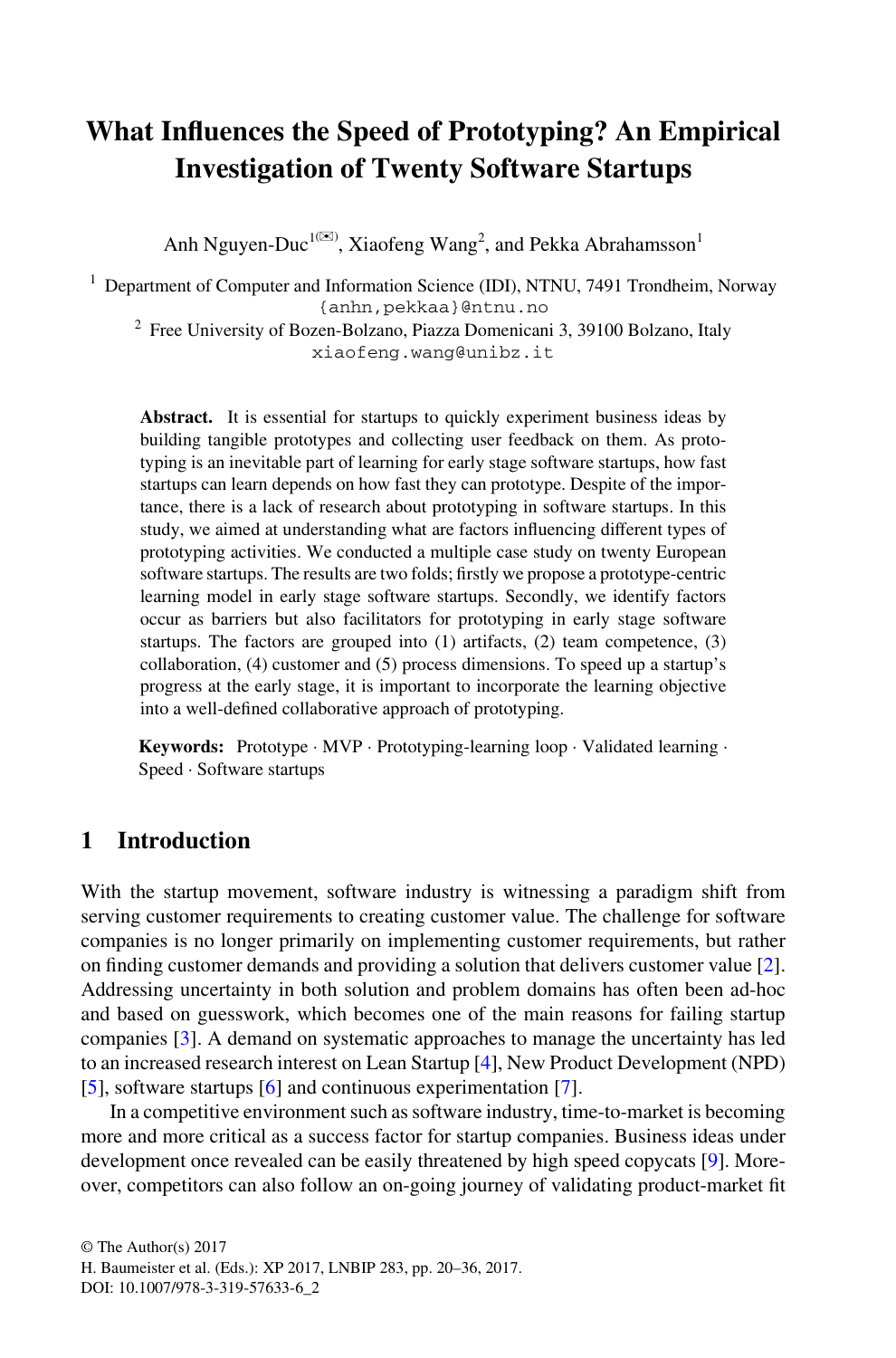# What Influences the Speed of Prototyping? An Empirical Investigation of Twenty Software Startups

Anh Nguyen-Duc[1](✉), Xiaofeng Wang[2], and Pekka Abrahamsson[1]

[1] Department of Computer and Information Science (IDI), NTNU, 7491 Trondheim, Norway
{anhn,pekkaa}@ntnu.no

[2] Free University of Bozen-Bolzano, Piazza Domenicani 3, 39100 Bolzano, Italy
xiaofeng.wang@unibz.it

**Abstract.** It is essential for startups to quickly experiment business ideas by building tangible prototypes and collecting user feedback on them. As prototyping is an inevitable part of learning for early stage software startups, how fast startups can learn depends on how fast they can prototype. Despite of the importance, there is a lack of research about prototyping in software startups. In this study, we aimed at understanding what are factors influencing different types of prototyping activities. We conducted a multiple case study on twenty European software startups. The results are two folds; firstly we propose a prototype-centric learning model in early stage software startups. Secondly, we identify factors occur as barriers but also facilitators for prototyping in early stage software startups. The factors are grouped into (1) artifacts, (2) team competence, (3) collaboration, (4) customer and (5) process dimensions. To speed up a startup's progress at the early stage, it is important to incorporate the learning objective into a well-defined collaborative approach of prototyping.

**Keywords:** Prototype · MVP · Prototyping-learning loop · Validated learning · Speed · Software startups

## 1 Introduction

With the startup movement, software industry is witnessing a paradigm shift from serving customer requirements to creating customer value. The challenge for software companies is no longer primarily on implementing customer requirements, but rather on finding customer demands and providing a solution that delivers customer value [2]. Addressing uncertainty in both solution and problem domains has often been ad-hoc and based on guesswork, which becomes one of the main reasons for failing startup companies [3]. A demand on systematic approaches to manage the uncertainty has led to an increased research interest on Lean Startup [4], New Product Development (NPD) [5], software startups [6] and continuous experimentation [7].

In a competitive environment such as software industry, time-to-market is becoming more and more critical as a success factor for startup companies. Business ideas under development once revealed can be easily threatened by high speed copycats [9]. Moreover, competitors can also follow an on-going journey of validating product-market fit

© The Author(s) 2017
H. Baumeister et al. (Eds.): XP 2017, LNBIP 283, pp. 20–36, 2017.
DOI: 10.1007/978-3-319-57633-6_2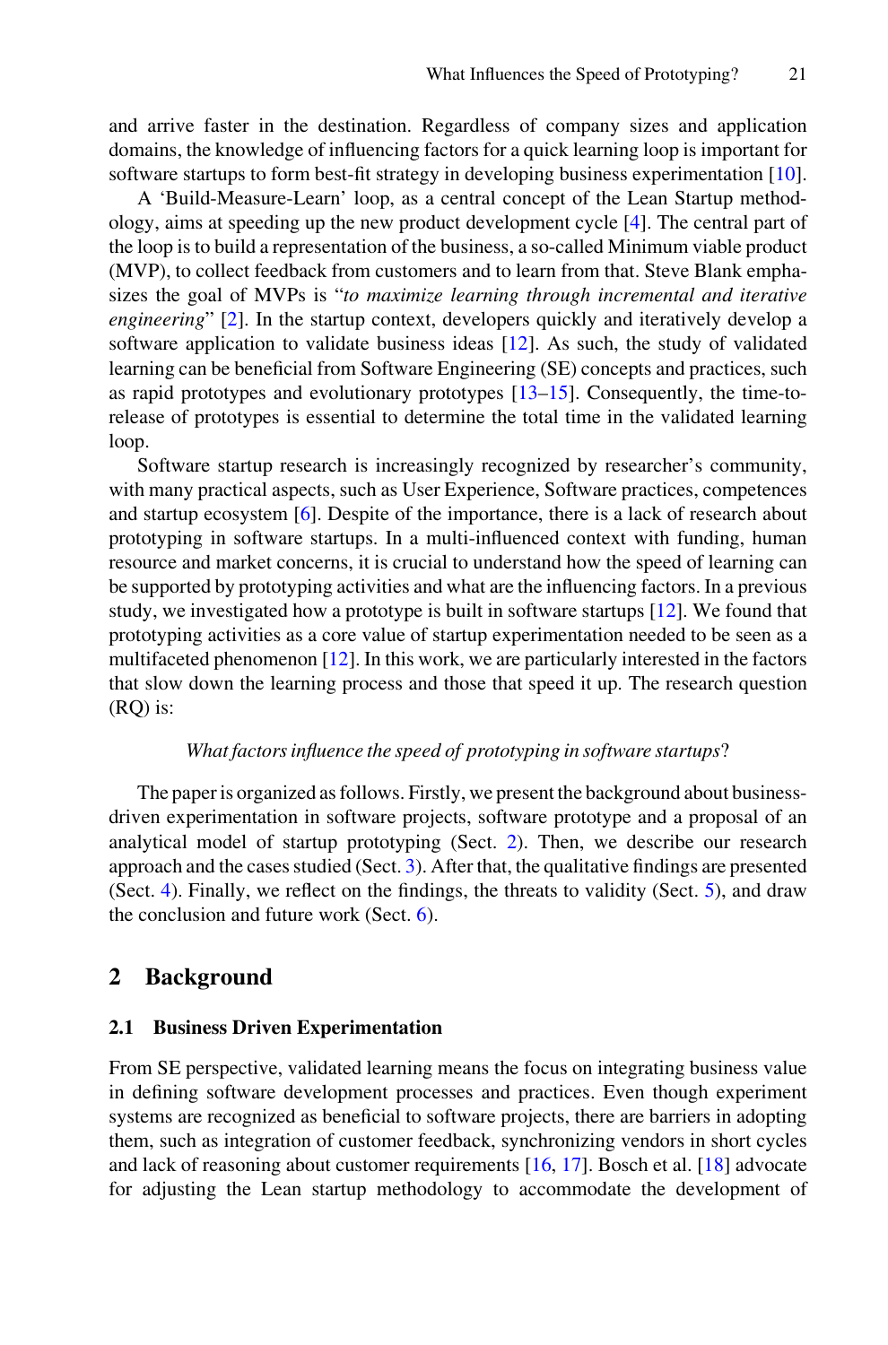and arrive faster in the destination. Regardless of company sizes and application domains, the knowledge of influencing factors for a quick learning loop is important for software startups to form best-fit strategy in developing business experimentation [10].

A 'Build-Measure-Learn' loop, as a central concept of the Lean Startup methodology, aims at speeding up the new product development cycle [4]. The central part of the loop is to build a representation of the business, a so-called Minimum viable product (MVP), to collect feedback from customers and to learn from that. Steve Blank emphasizes the goal of MVPs is "*to maximize learning through incremental and iterative engineering*" [2]. In the startup context, developers quickly and iteratively develop a software application to validate business ideas [12]. As such, the study of validated learning can be beneficial from Software Engineering (SE) concepts and practices, such as rapid prototypes and evolutionary prototypes [13–15]. Consequently, the time-to-release of prototypes is essential to determine the total time in the validated learning loop.

Software startup research is increasingly recognized by researcher's community, with many practical aspects, such as User Experience, Software practices, competences and startup ecosystem [6]. Despite of the importance, there is a lack of research about prototyping in software startups. In a multi-influenced context with funding, human resource and market concerns, it is crucial to understand how the speed of learning can be supported by prototyping activities and what are the influencing factors. In a previous study, we investigated how a prototype is built in software startups [12]. We found that prototyping activities as a core value of startup experimentation needed to be seen as a multifaceted phenomenon [12]. In this work, we are particularly interested in the factors that slow down the learning process and those that speed it up. The research question (RQ) is:

*What factors influence the speed of prototyping in software startups*?

The paper is organized as follows. Firstly, we present the background about business-driven experimentation in software projects, software prototype and a proposal of an analytical model of startup prototyping (Sect. 2). Then, we describe our research approach and the cases studied (Sect. 3). After that, the qualitative findings are presented (Sect. 4). Finally, we reflect on the findings, the threats to validity (Sect. 5), and draw the conclusion and future work (Sect. 6).

## 2 Background

### 2.1 Business Driven Experimentation

From SE perspective, validated learning means the focus on integrating business value in defining software development processes and practices. Even though experiment systems are recognized as beneficial to software projects, there are barriers in adopting them, such as integration of customer feedback, synchronizing vendors in short cycles and lack of reasoning about customer requirements [16, 17]. Bosch et al. [18] advocate for adjusting the Lean startup methodology to accommodate the development of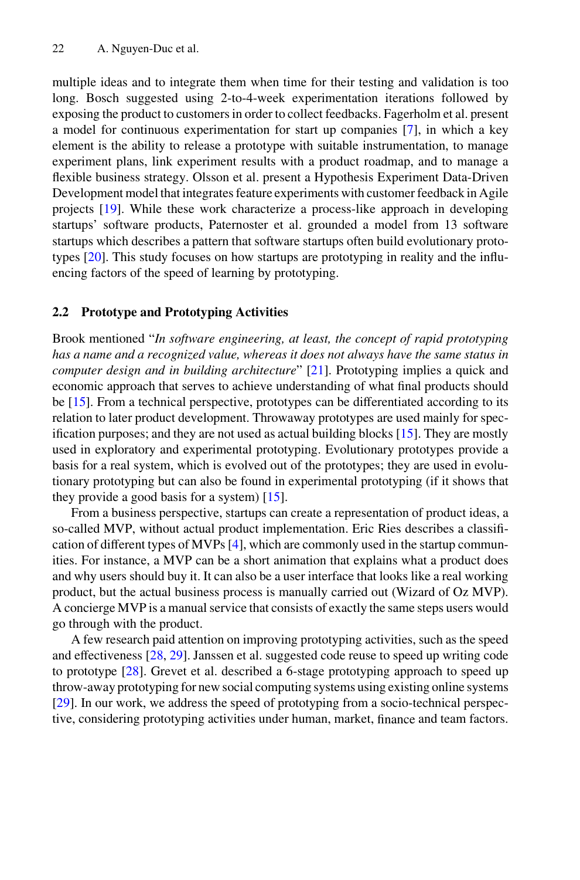multiple ideas and to integrate them when time for their testing and validation is too long. Bosch suggested using 2-to-4-week experimentation iterations followed by exposing the product to customers in order to collect feedbacks. Fagerholm et al. present a model for continuous experimentation for start up companies [7], in which a key element is the ability to release a prototype with suitable instrumentation, to manage experiment plans, link experiment results with a product roadmap, and to manage a flexible business strategy. Olsson et al. present a Hypothesis Experiment Data-Driven Development model that integrates feature experiments with customer feedback in Agile projects [19]. While these work characterize a process-like approach in developing startups' software products, Paternoster et al. grounded a model from 13 software startups which describes a pattern that software startups often build evolutionary prototypes [20]. This study focuses on how startups are prototyping in reality and the influencing factors of the speed of learning by prototyping.

## 2.2 Prototype and Prototyping Activities

Brook mentioned "*In software engineering, at least, the concept of rapid prototyping has a name and a recognized value, whereas it does not always have the same status in computer design and in building architecture*" [21]. Prototyping implies a quick and economic approach that serves to achieve understanding of what final products should be [15]. From a technical perspective, prototypes can be differentiated according to its relation to later product development. Throwaway prototypes are used mainly for specification purposes; and they are not used as actual building blocks [15]. They are mostly used in exploratory and experimental prototyping. Evolutionary prototypes provide a basis for a real system, which is evolved out of the prototypes; they are used in evolutionary prototyping but can also be found in experimental prototyping (if it shows that they provide a good basis for a system) [15].

From a business perspective, startups can create a representation of product ideas, a so-called MVP, without actual product implementation. Eric Ries describes a classification of different types of MVPs [4], which are commonly used in the startup communities. For instance, a MVP can be a short animation that explains what a product does and why users should buy it. It can also be a user interface that looks like a real working product, but the actual business process is manually carried out (Wizard of Oz MVP). A concierge MVP is a manual service that consists of exactly the same steps users would go through with the product.

A few research paid attention on improving prototyping activities, such as the speed and effectiveness [28, 29]. Janssen et al. suggested code reuse to speed up writing code to prototype [28]. Grevet et al. described a 6-stage prototyping approach to speed up throw-away prototyping for new social computing systems using existing online systems [29]. In our work, we address the speed of prototyping from a socio-technical perspective, considering prototyping activities under human, market, finance and team factors.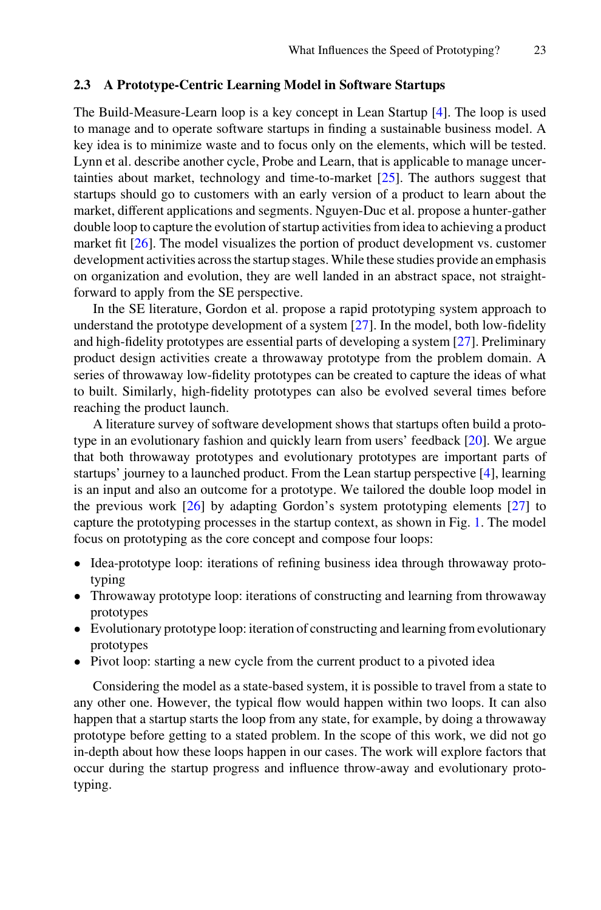### 2.3 A Prototype-Centric Learning Model in Software Startups

The Build-Measure-Learn loop is a key concept in Lean Startup [4]. The loop is used to manage and to operate software startups in finding a sustainable business model. A key idea is to minimize waste and to focus only on the elements, which will be tested. Lynn et al. describe another cycle, Probe and Learn, that is applicable to manage uncertainties about market, technology and time-to-market [25]. The authors suggest that startups should go to customers with an early version of a product to learn about the market, different applications and segments. Nguyen-Duc et al. propose a hunter-gather double loop to capture the evolution of startup activities from idea to achieving a product market fit [26]. The model visualizes the portion of product development vs. customer development activities across the startup stages. While these studies provide an emphasis on organization and evolution, they are well landed in an abstract space, not straightforward to apply from the SE perspective.

In the SE literature, Gordon et al. propose a rapid prototyping system approach to understand the prototype development of a system [27]. In the model, both low-fidelity and high-fidelity prototypes are essential parts of developing a system [27]. Preliminary product design activities create a throwaway prototype from the problem domain. A series of throwaway low-fidelity prototypes can be created to capture the ideas of what to built. Similarly, high-fidelity prototypes can also be evolved several times before reaching the product launch.

A literature survey of software development shows that startups often build a prototype in an evolutionary fashion and quickly learn from users' feedback [20]. We argue that both throwaway prototypes and evolutionary prototypes are important parts of startups' journey to a launched product. From the Lean startup perspective [4], learning is an input and also an outcome for a prototype. We tailored the double loop model in the previous work [26] by adapting Gordon's system prototyping elements [27] to capture the prototyping processes in the startup context, as shown in Fig. 1. The model focus on prototyping as the core concept and compose four loops:

- Idea-prototype loop: iterations of refining business idea through throwaway prototyping
- Throwaway prototype loop: iterations of constructing and learning from throwaway prototypes
- Evolutionary prototype loop: iteration of constructing and learning from evolutionary prototypes
- Pivot loop: starting a new cycle from the current product to a pivoted idea

Considering the model as a state-based system, it is possible to travel from a state to any other one. However, the typical flow would happen within two loops. It can also happen that a startup starts the loop from any state, for example, by doing a throwaway prototype before getting to a stated problem. In the scope of this work, we did not go in-depth about how these loops happen in our cases. The work will explore factors that occur during the startup progress and influence throw-away and evolutionary prototyping.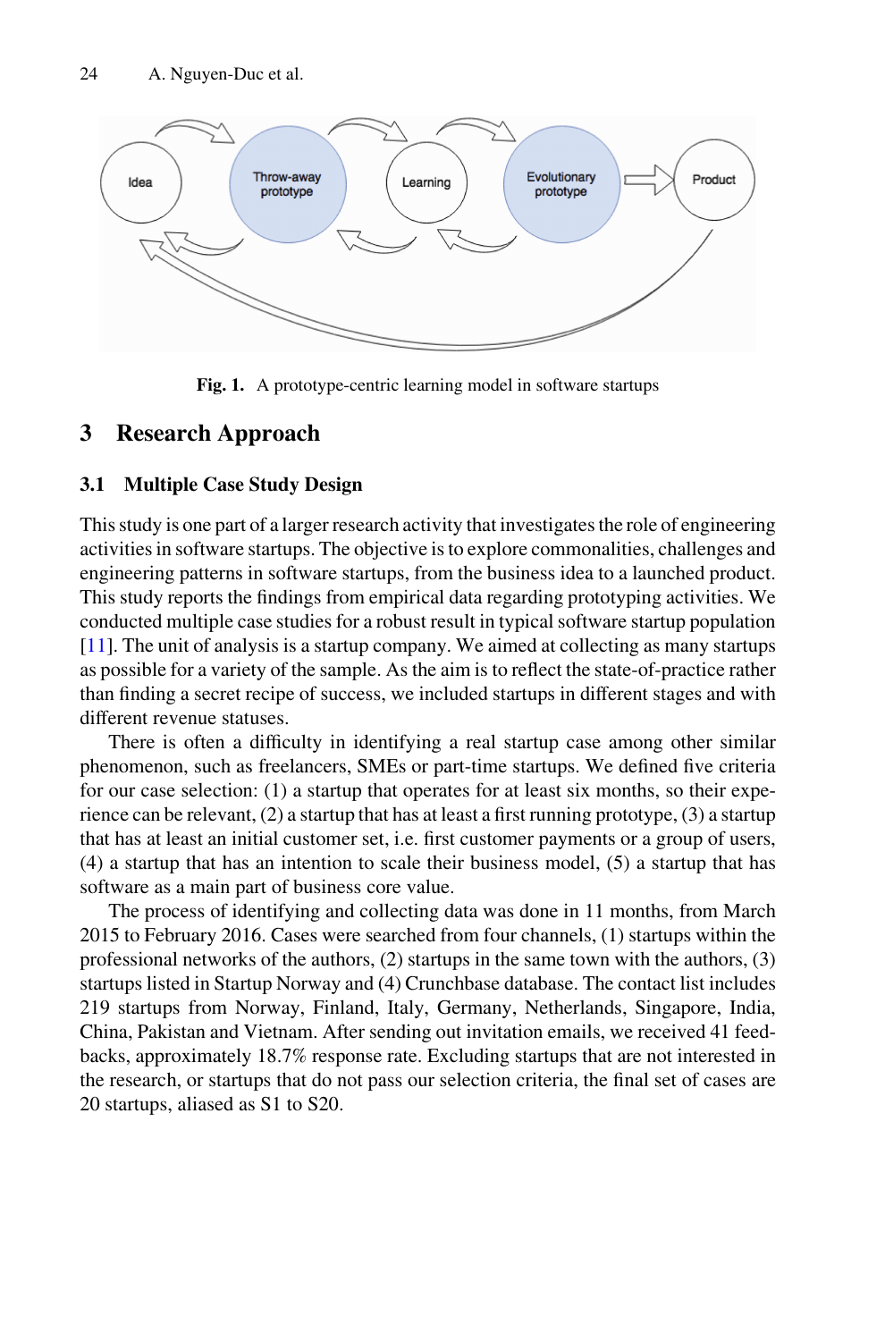Fig. 1. A prototype-centric learning model in software startups

## 3 Research Approach

### 3.1 Multiple Case Study Design

This study is one part of a larger research activity that investigates the role of engineering activities in software startups. The objective is to explore commonalities, challenges and engineering patterns in software startups, from the business idea to a launched product. This study reports the findings from empirical data regarding prototyping activities. We conducted multiple case studies for a robust result in typical software startup population [11]. The unit of analysis is a startup company. We aimed at collecting as many startups as possible for a variety of the sample. As the aim is to reflect the state-of-practice rather than finding a secret recipe of success, we included startups in different stages and with different revenue statuses.

There is often a difficulty in identifying a real startup case among other similar phenomenon, such as freelancers, SMEs or part-time startups. We defined five criteria for our case selection: (1) a startup that operates for at least six months, so their experience can be relevant, (2) a startup that has at least a first running prototype, (3) a startup that has at least an initial customer set, i.e. first customer payments or a group of users, (4) a startup that has an intention to scale their business model, (5) a startup that has software as a main part of business core value.

The process of identifying and collecting data was done in 11 months, from March 2015 to February 2016. Cases were searched from four channels, (1) startups within the professional networks of the authors, (2) startups in the same town with the authors, (3) startups listed in Startup Norway and (4) Crunchbase database. The contact list includes 219 startups from Norway, Finland, Italy, Germany, Netherlands, Singapore, India, China, Pakistan and Vietnam. After sending out invitation emails, we received 41 feedbacks, approximately 18.7% response rate. Excluding startups that are not interested in the research, or startups that do not pass our selection criteria, the final set of cases are 20 startups, aliased as S1 to S20.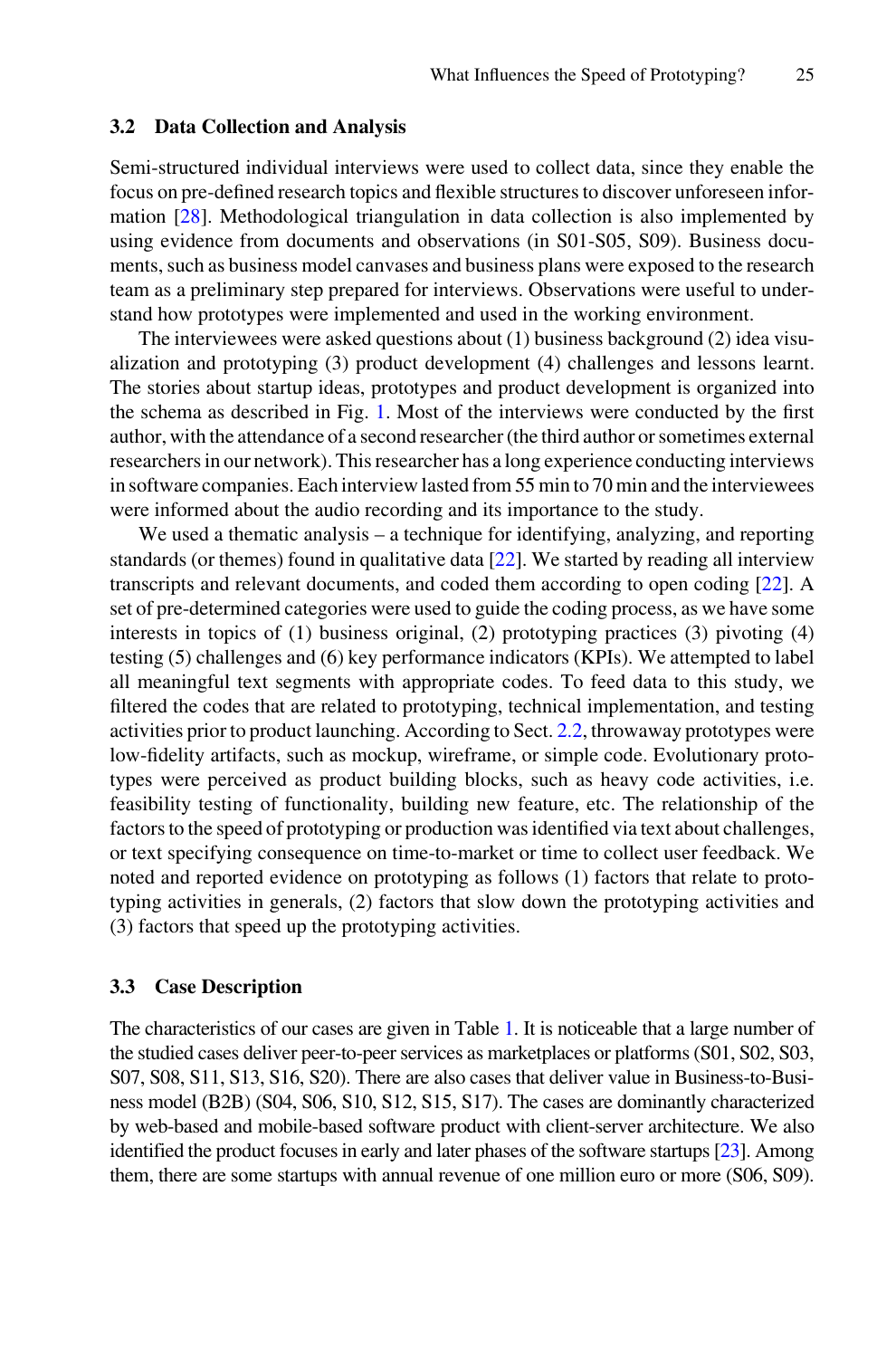### 3.2 Data Collection and Analysis

Semi-structured individual interviews were used to collect data, since they enable the focus on pre-defined research topics and flexible structures to discover unforeseen information [28]. Methodological triangulation in data collection is also implemented by using evidence from documents and observations (in S01-S05, S09). Business documents, such as business model canvases and business plans were exposed to the research team as a preliminary step prepared for interviews. Observations were useful to understand how prototypes were implemented and used in the working environment.

The interviewees were asked questions about (1) business background (2) idea visualization and prototyping (3) product development (4) challenges and lessons learnt. The stories about startup ideas, prototypes and product development is organized into the schema as described in Fig. 1. Most of the interviews were conducted by the first author, with the attendance of a second researcher (the third author or sometimes external researchers in our network). This researcher has a long experience conducting interviews in software companies. Each interview lasted from 55 min to 70 min and the interviewees were informed about the audio recording and its importance to the study.

We used a thematic analysis – a technique for identifying, analyzing, and reporting standards (or themes) found in qualitative data [22]. We started by reading all interview transcripts and relevant documents, and coded them according to open coding [22]. A set of pre-determined categories were used to guide the coding process, as we have some interests in topics of (1) business original, (2) prototyping practices (3) pivoting (4) testing (5) challenges and (6) key performance indicators (KPIs). We attempted to label all meaningful text segments with appropriate codes. To feed data to this study, we filtered the codes that are related to prototyping, technical implementation, and testing activities prior to product launching. According to Sect. 2.2, throwaway prototypes were low-fidelity artifacts, such as mockup, wireframe, or simple code. Evolutionary prototypes were perceived as product building blocks, such as heavy code activities, i.e. feasibility testing of functionality, building new feature, etc. The relationship of the factors to the speed of prototyping or production was identified via text about challenges, or text specifying consequence on time-to-market or time to collect user feedback. We noted and reported evidence on prototyping as follows (1) factors that relate to prototyping activities in generals, (2) factors that slow down the prototyping activities and (3) factors that speed up the prototyping activities.

### 3.3 Case Description

The characteristics of our cases are given in Table 1. It is noticeable that a large number of the studied cases deliver peer-to-peer services as marketplaces or platforms (S01, S02, S03, S07, S08, S11, S13, S16, S20). There are also cases that deliver value in Business-to-Business model (B2B) (S04, S06, S10, S12, S15, S17). The cases are dominantly characterized by web-based and mobile-based software product with client-server architecture. We also identified the product focuses in early and later phases of the software startups [23]. Among them, there are some startups with annual revenue of one million euro or more (S06, S09).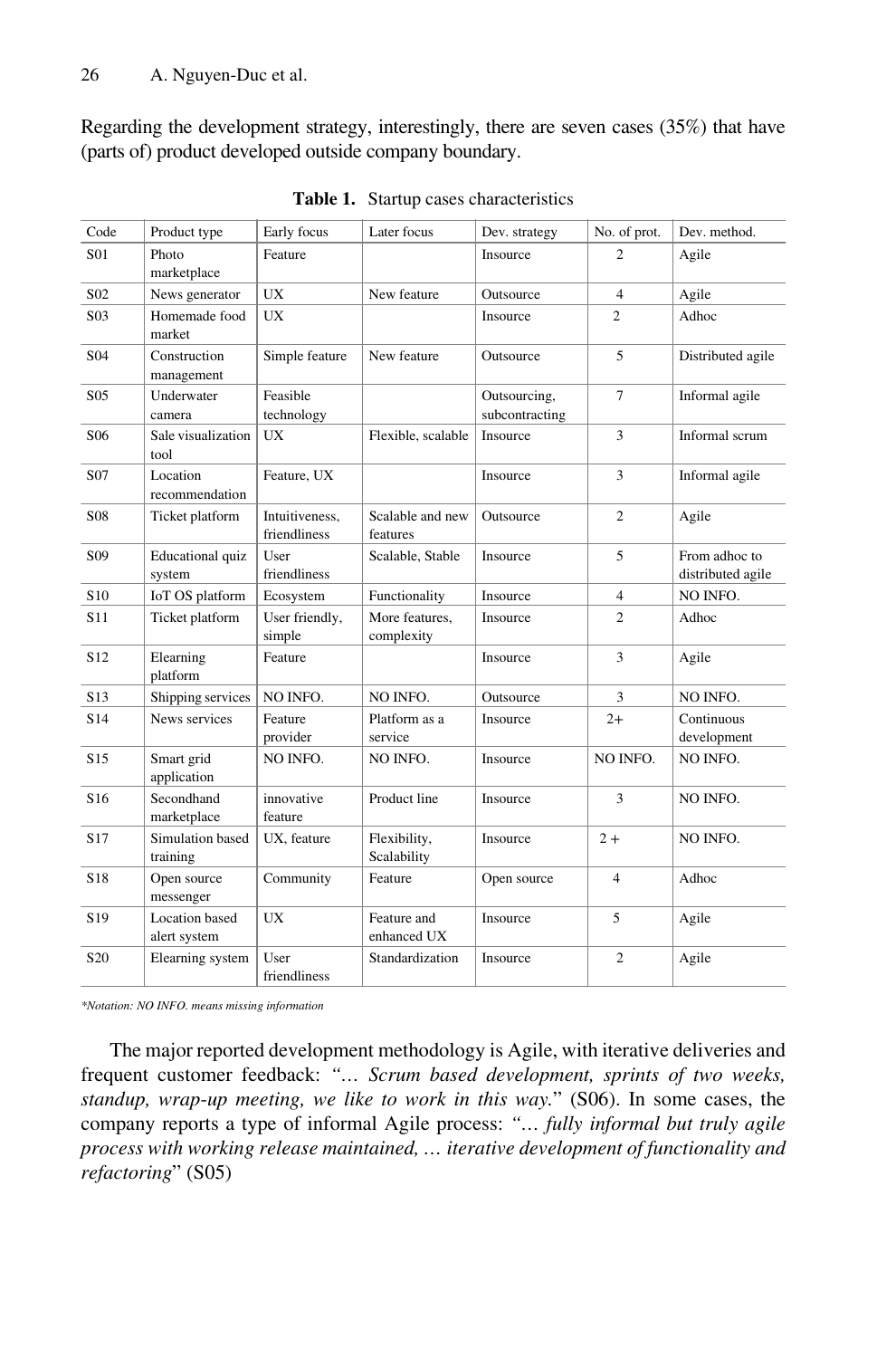Regarding the development strategy, interestingly, there are seven cases (35%) that have (parts of) product developed outside company boundary.

**Table 1.** Startup cases characteristics

| Code | Product type | Early focus | Later focus | Dev. strategy | No. of prot. | Dev. method. |
|---|---|---|---|---|---|---|
| S01 | Photo marketplace | Feature | | Insource | 2 | Agile |
| S02 | News generator | UX | New feature | Outsource | 4 | Agile |
| S03 | Homemade food market | UX | | Insource | 2 | Adhoc |
| S04 | Construction management | Simple feature | New feature | Outsource | 5 | Distributed agile |
| S05 | Underwater camera | Feasible technology | | Outsourcing, subcontracting | 7 | Informal agile |
| S06 | Sale visualization tool | UX | Flexible, scalable | Insource | 3 | Informal scrum |
| S07 | Location recommendation | Feature, UX | | Insource | 3 | Informal agile |
| S08 | Ticket platform | Intuitiveness, friendliness | Scalable and new features | Outsource | 2 | Agile |
| S09 | Educational quiz system | User friendliness | Scalable, Stable | Insource | 5 | From adhoc to distributed agile |
| S10 | IoT OS platform | Ecosystem | Functionality | Insource | 4 | NO INFO. |
| S11 | Ticket platform | User friendly, simple | More features, complexity | Insource | 2 | Adhoc |
| S12 | Elearning platform | Feature | | Insource | 3 | Agile |
| S13 | Shipping services | NO INFO. | NO INFO. | Outsource | 3 | NO INFO. |
| S14 | News services | Feature provider | Platform as a service | Insource | 2+ | Continuous development |
| S15 | Smart grid application | NO INFO. | NO INFO. | Insource | NO INFO. | NO INFO. |
| S16 | Secondhand marketplace | innovative feature | Product line | Insource | 3 | NO INFO. |
| S17 | Simulation based training | UX, feature | Flexibility, Scalability | Insource | 2 + | NO INFO. |
| S18 | Open source messenger | Community | Feature | Open source | 4 | Adhoc |
| S19 | Location based alert system | UX | Feature and enhanced UX | Insource | 5 | Agile |
| S20 | Elearning system | User friendliness | Standardization | Insource | 2 | Agile |

*\*Notation: NO INFO. means missing information*

The major reported development methodology is Agile, with iterative deliveries and frequent customer feedback: *"… Scrum based development, sprints of two weeks, standup, wrap-up meeting, we like to work in this way.*" (S06). In some cases, the company reports a type of informal Agile process: *"… fully informal but truly agile process with working release maintained, … iterative development of functionality and refactoring*" (S05)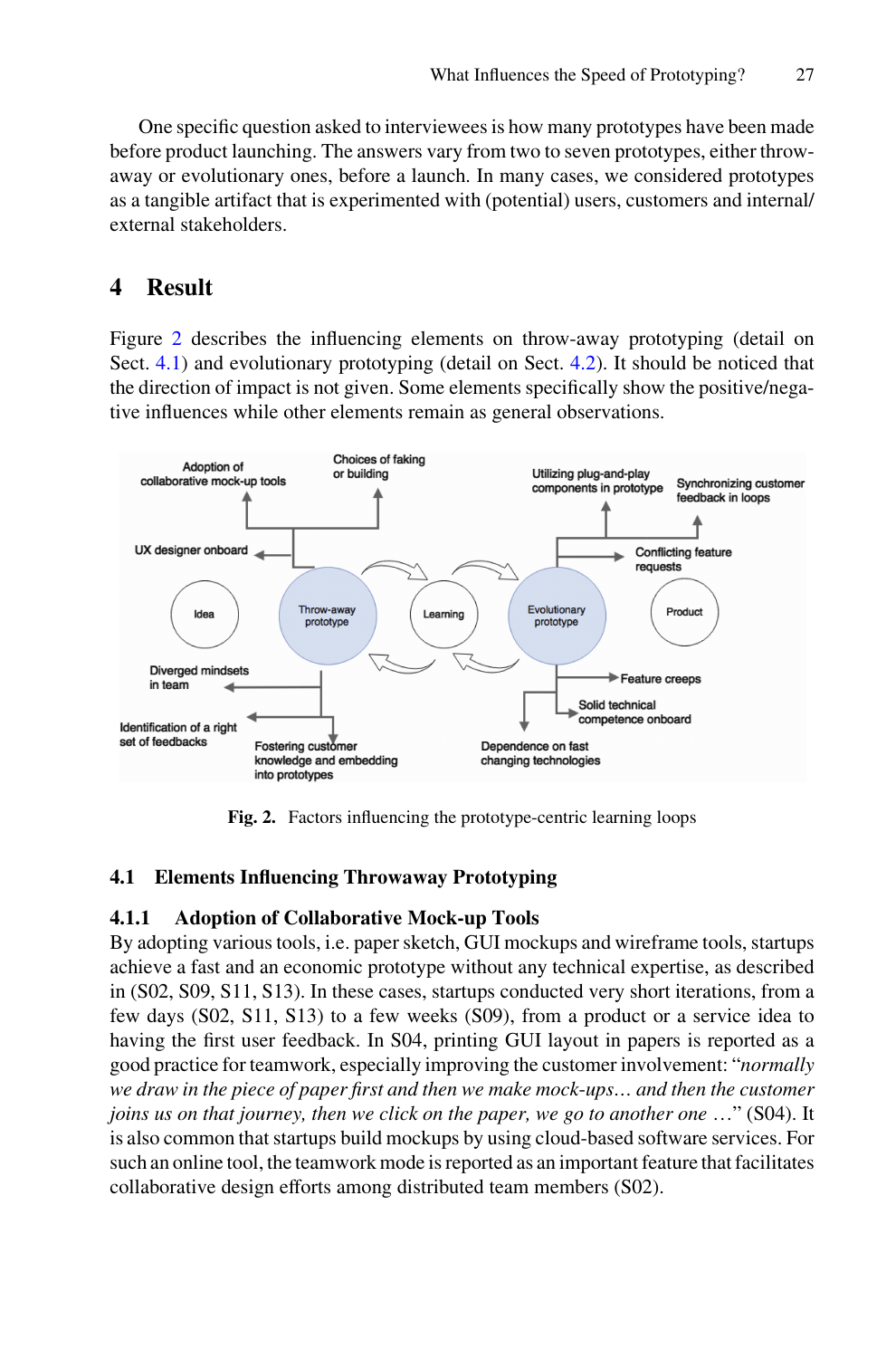One specific question asked to interviewees is how many prototypes have been made before product launching. The answers vary from two to seven prototypes, either throw-away or evolutionary ones, before a launch. In many cases, we considered prototypes as a tangible artifact that is experimented with (potential) users, customers and internal/external stakeholders.

# 4 Result

Figure 2 describes the influencing elements on throw-away prototyping (detail on Sect. 4.1) and evolutionary prototyping (detail on Sect. 4.2). It should be noticed that the direction of impact is not given. Some elements specifically show the positive/negative influences while other elements remain as general observations.

**Fig. 2.** Factors influencing the prototype-centric learning loops

## 4.1 Elements Influencing Throwaway Prototyping

### 4.1.1 Adoption of Collaborative Mock-up Tools

By adopting various tools, i.e. paper sketch, GUI mockups and wireframe tools, startups achieve a fast and an economic prototype without any technical expertise, as described in (S02, S09, S11, S13). In these cases, startups conducted very short iterations, from a few days (S02, S11, S13) to a few weeks (S09), from a product or a service idea to having the first user feedback. In S04, printing GUI layout in papers is reported as a good practice for teamwork, especially improving the customer involvement: "*normally we draw in the piece of paper first and then we make mock-ups… and then the customer joins us on that journey, then we click on the paper, we go to another one* …" (S04). It is also common that startups build mockups by using cloud-based software services. For such an online tool, the teamwork mode is reported as an important feature that facilitates collaborative design efforts among distributed team members (S02).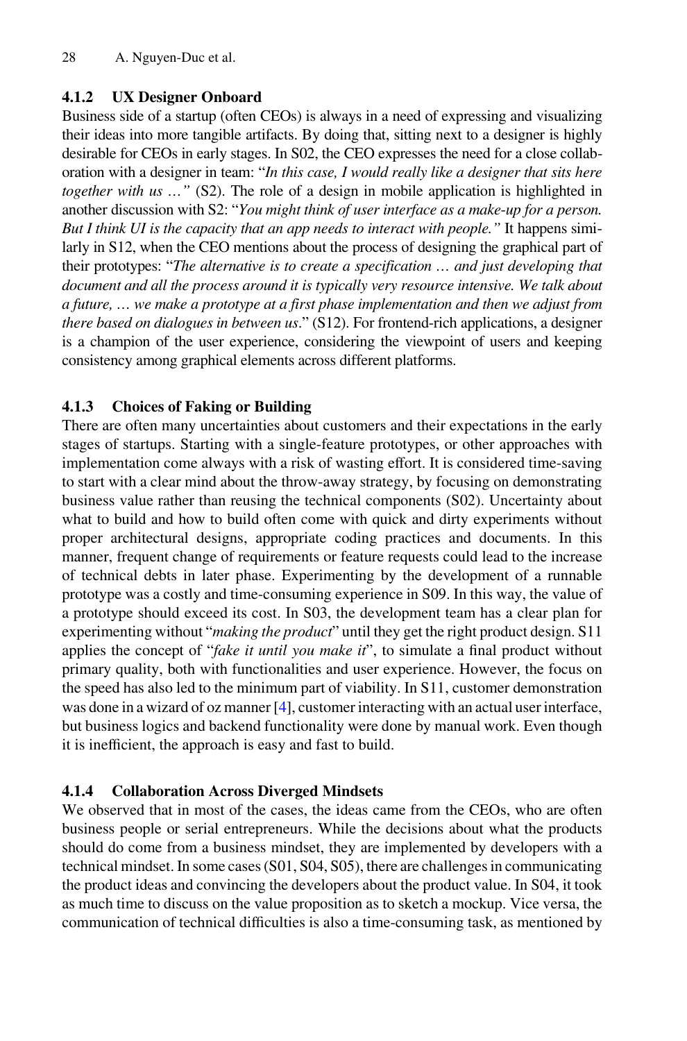#### 4.1.2 UX Designer Onboard

Business side of a startup (often CEOs) is always in a need of expressing and visualizing their ideas into more tangible artifacts. By doing that, sitting next to a designer is highly desirable for CEOs in early stages. In S02, the CEO expresses the need for a close collaboration with a designer in team: "*In this case, I would really like a designer that sits here together with us …*" (S2). The role of a design in mobile application is highlighted in another discussion with S2: "*You might think of user interface as a make-up for a person. But I think UI is the capacity that an app needs to interact with people.*" It happens similarly in S12, when the CEO mentions about the process of designing the graphical part of their prototypes: "*The alternative is to create a specification … and just developing that document and all the process around it is typically very resource intensive. We talk about a future, … we make a prototype at a first phase implementation and then we adjust from there based on dialogues in between us*." (S12). For frontend-rich applications, a designer is a champion of the user experience, considering the viewpoint of users and keeping consistency among graphical elements across different platforms.

#### 4.1.3 Choices of Faking or Building

There are often many uncertainties about customers and their expectations in the early stages of startups. Starting with a single-feature prototypes, or other approaches with implementation come always with a risk of wasting effort. It is considered time-saving to start with a clear mind about the throw-away strategy, by focusing on demonstrating business value rather than reusing the technical components (S02). Uncertainty about what to build and how to build often come with quick and dirty experiments without proper architectural designs, appropriate coding practices and documents. In this manner, frequent change of requirements or feature requests could lead to the increase of technical debts in later phase. Experimenting by the development of a runnable prototype was a costly and time-consuming experience in S09. In this way, the value of a prototype should exceed its cost. In S03, the development team has a clear plan for experimenting without "*making the product*" until they get the right product design. S11 applies the concept of "*fake it until you make it*", to simulate a final product without primary quality, both with functionalities and user experience. However, the focus on the speed has also led to the minimum part of viability. In S11, customer demonstration was done in a wizard of oz manner [4], customer interacting with an actual user interface, but business logics and backend functionality were done by manual work. Even though it is inefficient, the approach is easy and fast to build.

#### 4.1.4 Collaboration Across Diverged Mindsets

We observed that in most of the cases, the ideas came from the CEOs, who are often business people or serial entrepreneurs. While the decisions about what the products should do come from a business mindset, they are implemented by developers with a technical mindset. In some cases (S01, S04, S05), there are challenges in communicating the product ideas and convincing the developers about the product value. In S04, it took as much time to discuss on the value proposition as to sketch a mockup. Vice versa, the communication of technical difficulties is also a time-consuming task, as mentioned by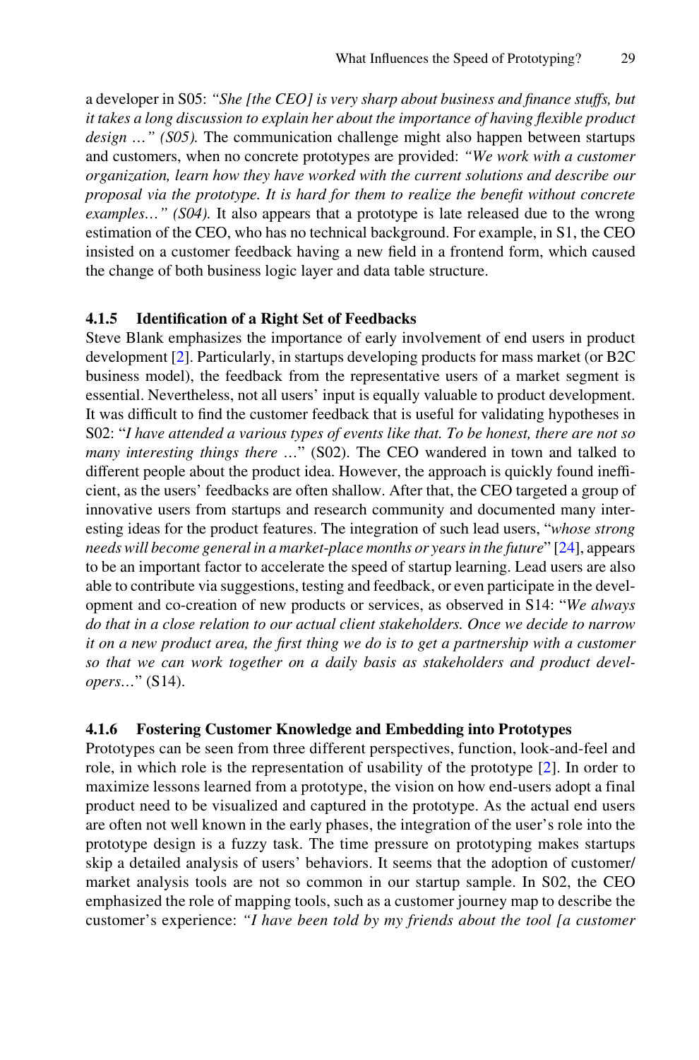a developer in S05: *"She [the CEO] is very sharp about business and finance stuffs, but it takes a long discussion to explain her about the importance of having flexible product design …" (S05).* The communication challenge might also happen between startups and customers, when no concrete prototypes are provided: *"We work with a customer organization, learn how they have worked with the current solutions and describe our proposal via the prototype. It is hard for them to realize the benefit without concrete examples…" (S04).* It also appears that a prototype is late released due to the wrong estimation of the CEO, who has no technical background. For example, in S1, the CEO insisted on a customer feedback having a new field in a frontend form, which caused the change of both business logic layer and data table structure.

#### 4.1.5 Identification of a Right Set of Feedbacks

Steve Blank emphasizes the importance of early involvement of end users in product development [2]. Particularly, in startups developing products for mass market (or B2C business model), the feedback from the representative users of a market segment is essential. Nevertheless, not all users' input is equally valuable to product development. It was difficult to find the customer feedback that is useful for validating hypotheses in S02: "*I have attended a various types of events like that. To be honest, there are not so many interesting things there* …" (S02). The CEO wandered in town and talked to different people about the product idea. However, the approach is quickly found inefficient, as the users' feedbacks are often shallow. After that, the CEO targeted a group of innovative users from startups and research community and documented many interesting ideas for the product features. The integration of such lead users, "*whose strong needs will become general in a market-place months or years in the future*" [24], appears to be an important factor to accelerate the speed of startup learning. Lead users are also able to contribute via suggestions, testing and feedback, or even participate in the development and co-creation of new products or services, as observed in S14: "*We always do that in a close relation to our actual client stakeholders. Once we decide to narrow it on a new product area, the first thing we do is to get a partnership with a customer so that we can work together on a daily basis as stakeholders and product developers*…" (S14).

#### 4.1.6 Fostering Customer Knowledge and Embedding into Prototypes

Prototypes can be seen from three different perspectives, function, look-and-feel and role, in which role is the representation of usability of the prototype [2]. In order to maximize lessons learned from a prototype, the vision on how end-users adopt a final product need to be visualized and captured in the prototype. As the actual end users are often not well known in the early phases, the integration of the user's role into the prototype design is a fuzzy task. The time pressure on prototyping makes startups skip a detailed analysis of users' behaviors. It seems that the adoption of customer/market analysis tools are not so common in our startup sample. In S02, the CEO emphasized the role of mapping tools, such as a customer journey map to describe the customer's experience: *"I have been told by my friends about the tool [a customer*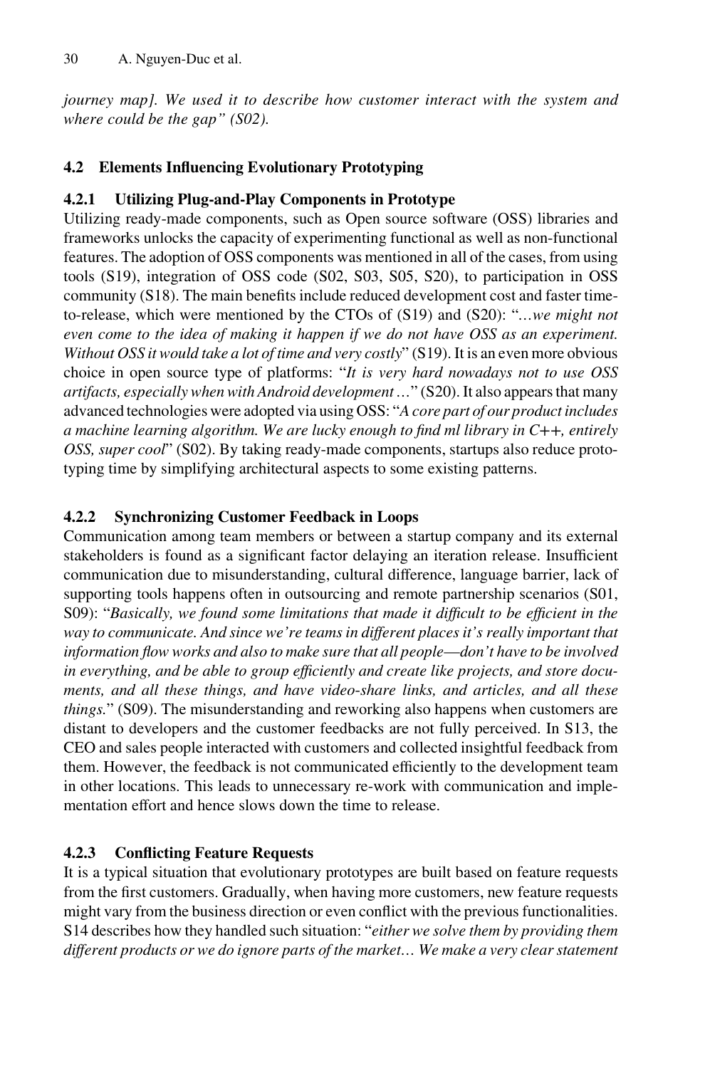*journey map]. We used it to describe how customer interact with the system and where could be the gap" (S02).*

### 4.2 Elements Influencing Evolutionary Prototyping

#### 4.2.1 Utilizing Plug-and-Play Components in Prototype

Utilizing ready-made components, such as Open source software (OSS) libraries and frameworks unlocks the capacity of experimenting functional as well as non-functional features. The adoption of OSS components was mentioned in all of the cases, from using tools (S19), integration of OSS code (S02, S03, S05, S20), to participation in OSS community (S18). The main benefits include reduced development cost and faster time-to-release, which were mentioned by the CTOs of (S19) and (S20): "*…we might not even come to the idea of making it happen if we do not have OSS as an experiment. Without OSS it would take a lot of time and very costly*" (S19). It is an even more obvious choice in open source type of platforms: "*It is very hard nowadays not to use OSS artifacts, especially when with Android development …*" (S20). It also appears that many advanced technologies were adopted via using OSS: "*A core part of our product includes a machine learning algorithm. We are lucky enough to find ml library in C++, entirely OSS, super cool*" (S02). By taking ready-made components, startups also reduce prototyping time by simplifying architectural aspects to some existing patterns.

#### 4.2.2 Synchronizing Customer Feedback in Loops

Communication among team members or between a startup company and its external stakeholders is found as a significant factor delaying an iteration release. Insufficient communication due to misunderstanding, cultural difference, language barrier, lack of supporting tools happens often in outsourcing and remote partnership scenarios (S01, S09): "*Basically, we found some limitations that made it difficult to be efficient in the way to communicate. And since we're teams in different places it's really important that information flow works and also to make sure that all people—don't have to be involved in everything, and be able to group efficiently and create like projects, and store documents, and all these things, and have video-share links, and articles, and all these things.*" (S09). The misunderstanding and reworking also happens when customers are distant to developers and the customer feedbacks are not fully perceived. In S13, the CEO and sales people interacted with customers and collected insightful feedback from them. However, the feedback is not communicated efficiently to the development team in other locations. This leads to unnecessary re-work with communication and implementation effort and hence slows down the time to release.

#### 4.2.3 Conflicting Feature Requests

It is a typical situation that evolutionary prototypes are built based on feature requests from the first customers. Gradually, when having more customers, new feature requests might vary from the business direction or even conflict with the previous functionalities. S14 describes how they handled such situation: "*either we solve them by providing them different products or we do ignore parts of the market… We make a very clear statement*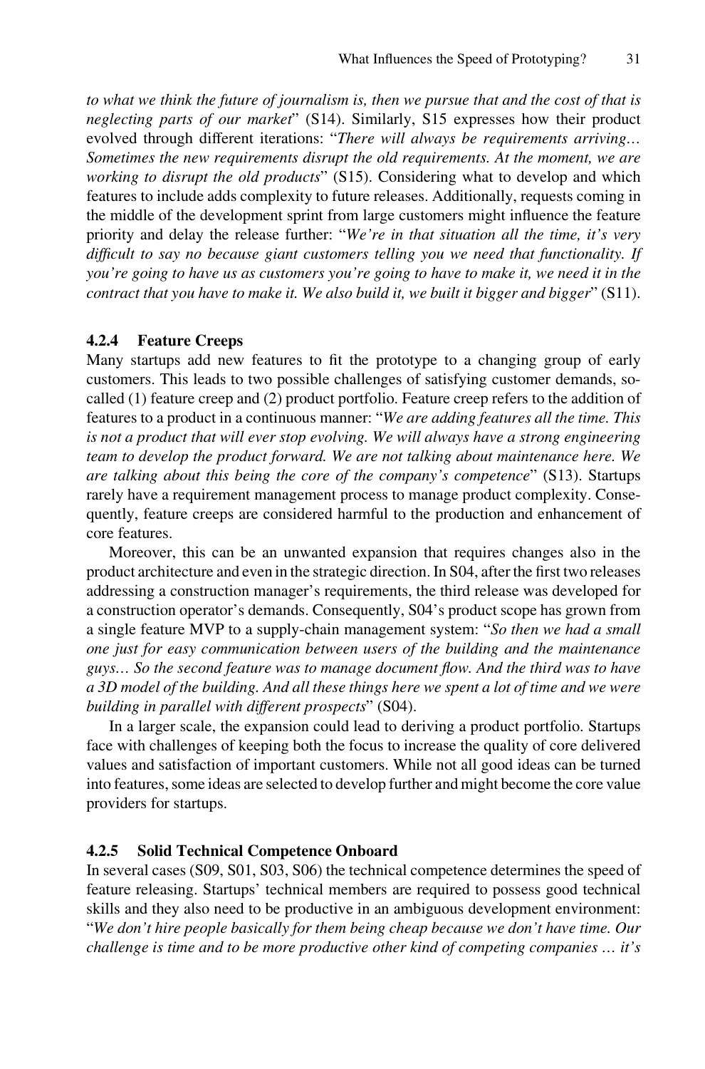*to what we think the future of journalism is, then we pursue that and the cost of that is neglecting parts of our market*" (S14). Similarly, S15 expresses how their product evolved through different iterations: "*There will always be requirements arriving… Sometimes the new requirements disrupt the old requirements. At the moment, we are working to disrupt the old products*" (S15). Considering what to develop and which features to include adds complexity to future releases. Additionally, requests coming in the middle of the development sprint from large customers might influence the feature priority and delay the release further: "*We're in that situation all the time, it's very difficult to say no because giant customers telling you we need that functionality. If you're going to have us as customers you're going to have to make it, we need it in the contract that you have to make it. We also build it, we built it bigger and bigger*" (S11).

### 4.2.4 Feature Creeps

Many startups add new features to fit the prototype to a changing group of early customers. This leads to two possible challenges of satisfying customer demands, so-called (1) feature creep and (2) product portfolio. Feature creep refers to the addition of features to a product in a continuous manner: "*We are adding features all the time. This is not a product that will ever stop evolving. We will always have a strong engineering team to develop the product forward. We are not talking about maintenance here. We are talking about this being the core of the company's competence*" (S13). Startups rarely have a requirement management process to manage product complexity. Consequently, feature creeps are considered harmful to the production and enhancement of core features.

Moreover, this can be an unwanted expansion that requires changes also in the product architecture and even in the strategic direction. In S04, after the first two releases addressing a construction manager's requirements, the third release was developed for a construction operator's demands. Consequently, S04's product scope has grown from a single feature MVP to a supply-chain management system: "*So then we had a small one just for easy communication between users of the building and the maintenance guys… So the second feature was to manage document flow. And the third was to have a 3D model of the building. And all these things here we spent a lot of time and we were building in parallel with different prospects*" (S04).

In a larger scale, the expansion could lead to deriving a product portfolio. Startups face with challenges of keeping both the focus to increase the quality of core delivered values and satisfaction of important customers. While not all good ideas can be turned into features, some ideas are selected to develop further and might become the core value providers for startups.

### 4.2.5 Solid Technical Competence Onboard

In several cases (S09, S01, S03, S06) the technical competence determines the speed of feature releasing. Startups' technical members are required to possess good technical skills and they also need to be productive in an ambiguous development environment: "*We don't hire people basically for them being cheap because we don't have time. Our challenge is time and to be more productive other kind of competing companies … it's*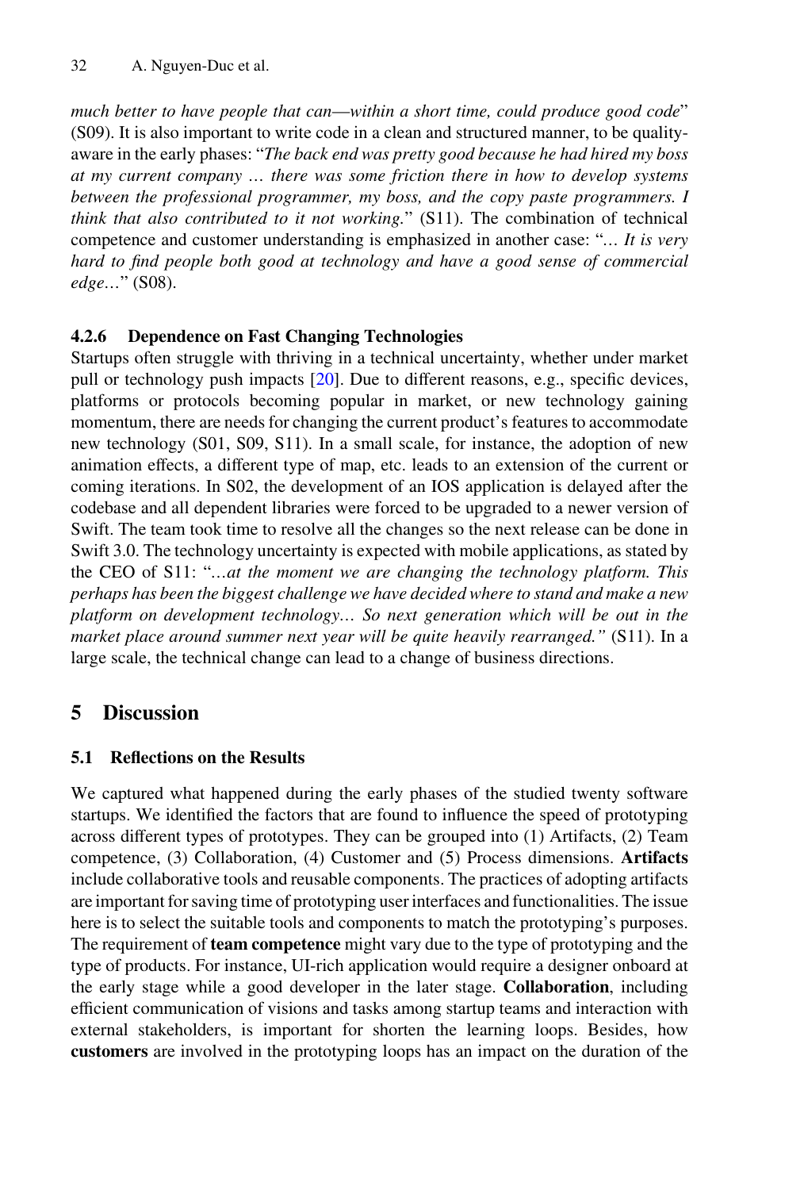*much better to have people that can—within a short time, could produce good code*" (S09). It is also important to write code in a clean and structured manner, to be quality-aware in the early phases: "*The back end was pretty good because he had hired my boss at my current company … there was some friction there in how to develop systems between the professional programmer, my boss, and the copy paste programmers. I think that also contributed to it not working.*" (S11). The combination of technical competence and customer understanding is emphasized in another case: "*… It is very hard to find people both good at technology and have a good sense of commercial edge…*" (S08).

### 4.2.6 Dependence on Fast Changing Technologies

Startups often struggle with thriving in a technical uncertainty, whether under market pull or technology push impacts [20]. Due to different reasons, e.g., specific devices, platforms or protocols becoming popular in market, or new technology gaining momentum, there are needs for changing the current product's features to accommodate new technology (S01, S09, S11). In a small scale, for instance, the adoption of new animation effects, a different type of map, etc. leads to an extension of the current or coming iterations. In S02, the development of an IOS application is delayed after the codebase and all dependent libraries were forced to be upgraded to a newer version of Swift. The team took time to resolve all the changes so the next release can be done in Swift 3.0. The technology uncertainty is expected with mobile applications, as stated by the CEO of S11: "*…at the moment we are changing the technology platform. This perhaps has been the biggest challenge we have decided where to stand and make a new platform on development technology… So next generation which will be out in the market place around summer next year will be quite heavily rearranged.*" (S11). In a large scale, the technical change can lead to a change of business directions.

## 5 Discussion

### 5.1 Reflections on the Results

We captured what happened during the early phases of the studied twenty software startups. We identified the factors that are found to influence the speed of prototyping across different types of prototypes. They can be grouped into (1) Artifacts, (2) Team competence, (3) Collaboration, (4) Customer and (5) Process dimensions. **Artifacts** include collaborative tools and reusable components. The practices of adopting artifacts are important for saving time of prototyping user interfaces and functionalities. The issue here is to select the suitable tools and components to match the prototyping's purposes. The requirement of **team competence** might vary due to the type of prototyping and the type of products. For instance, UI-rich application would require a designer onboard at the early stage while a good developer in the later stage. **Collaboration**, including efficient communication of visions and tasks among startup teams and interaction with external stakeholders, is important for shorten the learning loops. Besides, how **customers** are involved in the prototyping loops has an impact on the duration of the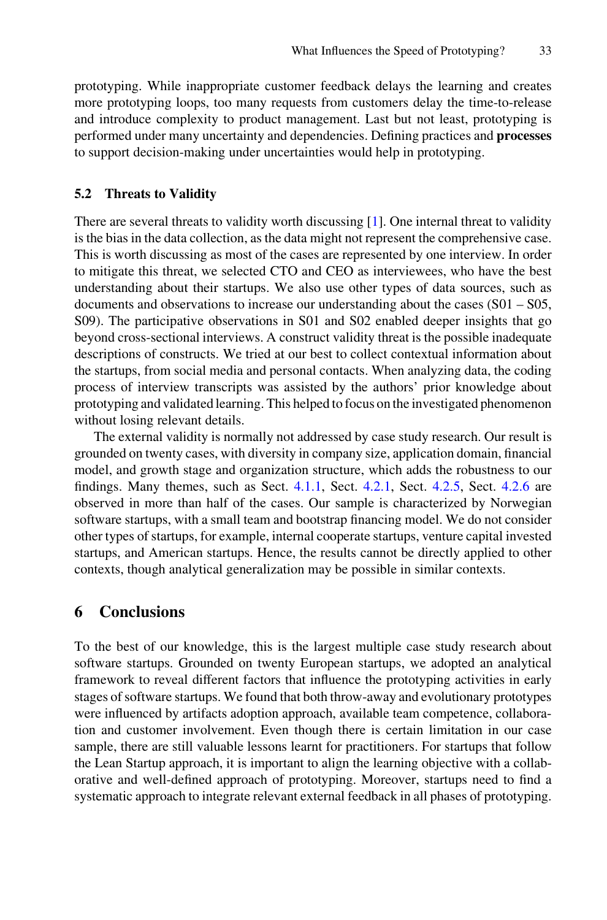prototyping. While inappropriate customer feedback delays the learning and creates more prototyping loops, too many requests from customers delay the time-to-release and introduce complexity to product management. Last but not least, prototyping is performed under many uncertainty and dependencies. Defining practices and **processes** to support decision-making under uncertainties would help in prototyping.

### 5.2 Threats to Validity

There are several threats to validity worth discussing [1]. One internal threat to validity is the bias in the data collection, as the data might not represent the comprehensive case. This is worth discussing as most of the cases are represented by one interview. In order to mitigate this threat, we selected CTO and CEO as interviewees, who have the best understanding about their startups. We also use other types of data sources, such as documents and observations to increase our understanding about the cases (S01 – S05, S09). The participative observations in S01 and S02 enabled deeper insights that go beyond cross-sectional interviews. A construct validity threat is the possible inadequate descriptions of constructs. We tried at our best to collect contextual information about the startups, from social media and personal contacts. When analyzing data, the coding process of interview transcripts was assisted by the authors' prior knowledge about prototyping and validated learning. This helped to focus on the investigated phenomenon without losing relevant details.

The external validity is normally not addressed by case study research. Our result is grounded on twenty cases, with diversity in company size, application domain, financial model, and growth stage and organization structure, which adds the robustness to our findings. Many themes, such as Sect. 4.1.1, Sect. 4.2.1, Sect. 4.2.5, Sect. 4.2.6 are observed in more than half of the cases. Our sample is characterized by Norwegian software startups, with a small team and bootstrap financing model. We do not consider other types of startups, for example, internal cooperate startups, venture capital invested startups, and American startups. Hence, the results cannot be directly applied to other contexts, though analytical generalization may be possible in similar contexts.

## 6 Conclusions

To the best of our knowledge, this is the largest multiple case study research about software startups. Grounded on twenty European startups, we adopted an analytical framework to reveal different factors that influence the prototyping activities in early stages of software startups. We found that both throw-away and evolutionary prototypes were influenced by artifacts adoption approach, available team competence, collaboration and customer involvement. Even though there is certain limitation in our case sample, there are still valuable lessons learnt for practitioners. For startups that follow the Lean Startup approach, it is important to align the learning objective with a collaborative and well-defined approach of prototyping. Moreover, startups need to find a systematic approach to integrate relevant external feedback in all phases of prototyping.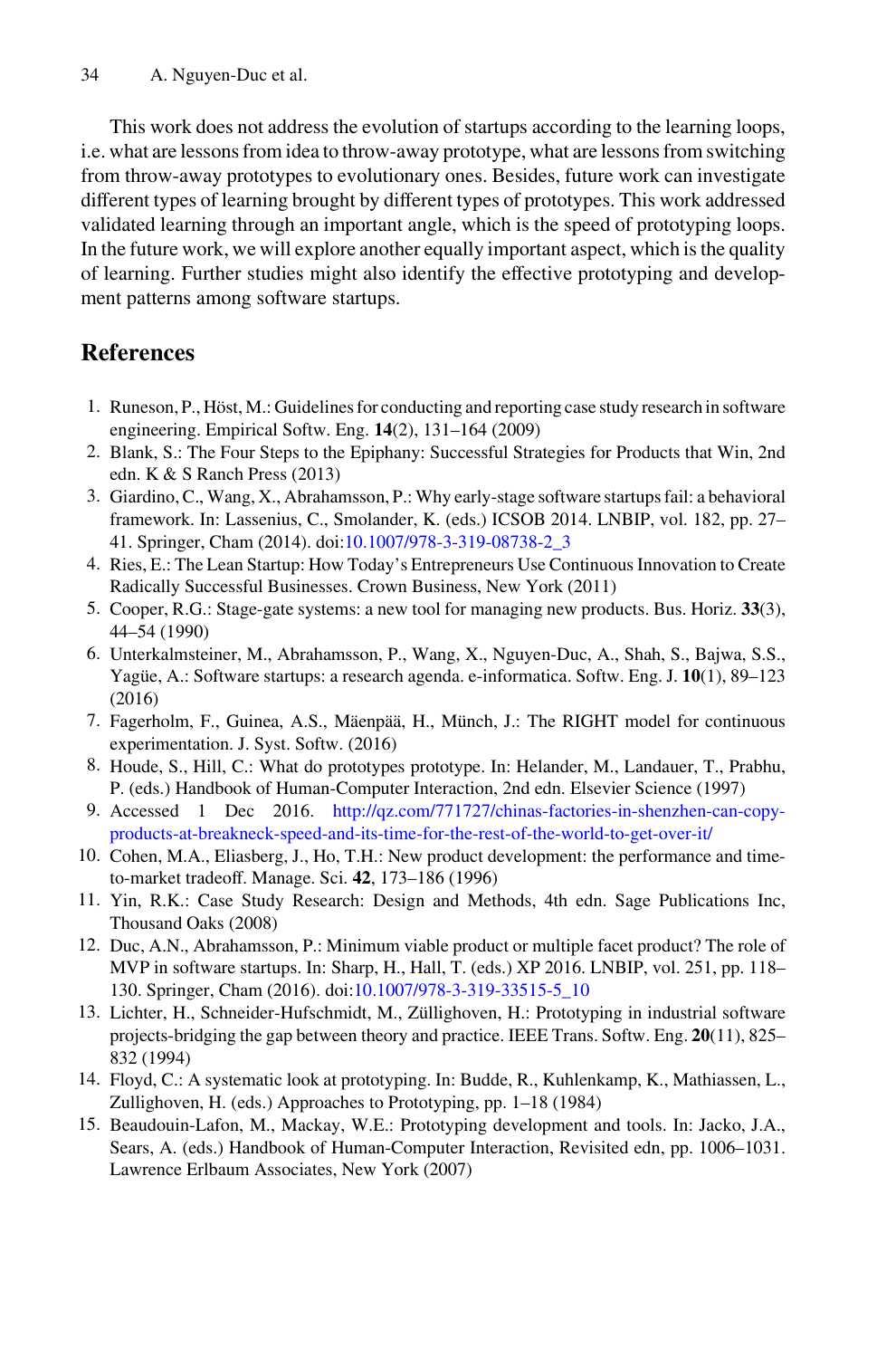This work does not address the evolution of startups according to the learning loops, i.e. what are lessons from idea to throw-away prototype, what are lessons from switching from throw-away prototypes to evolutionary ones. Besides, future work can investigate different types of learning brought by different types of prototypes. This work addressed validated learning through an important angle, which is the speed of prototyping loops. In the future work, we will explore another equally important aspect, which is the quality of learning. Further studies might also identify the effective prototyping and development patterns among software startups.

## References

1. Runeson, P., Höst, M.: Guidelines for conducting and reporting case study research in software engineering. Empirical Softw. Eng. **14**(2), 131–164 (2009)
2. Blank, S.: The Four Steps to the Epiphany: Successful Strategies for Products that Win, 2nd edn. K & S Ranch Press (2013)
3. Giardino, C., Wang, X., Abrahamsson, P.: Why early-stage software startups fail: a behavioral framework. In: Lassenius, C., Smolander, K. (eds.) ICSOB 2014. LNBIP, vol. 182, pp. 27–41. Springer, Cham (2014). doi:10.1007/978-3-319-08738-2_3
4. Ries, E.: The Lean Startup: How Today's Entrepreneurs Use Continuous Innovation to Create Radically Successful Businesses. Crown Business, New York (2011)
5. Cooper, R.G.: Stage-gate systems: a new tool for managing new products. Bus. Horiz. **33**(3), 44–54 (1990)
6. Unterkalmsteiner, M., Abrahamsson, P., Wang, X., Nguyen-Duc, A., Shah, S., Bajwa, S.S., Yagüe, A.: Software startups: a research agenda. e-informatica. Softw. Eng. J. **10**(1), 89–123 (2016)
7. Fagerholm, F., Guinea, A.S., Mäenpää, H., Münch, J.: The RIGHT model for continuous experimentation. J. Syst. Softw. (2016)
8. Houde, S., Hill, C.: What do prototypes prototype. In: Helander, M., Landauer, T., Prabhu, P. (eds.) Handbook of Human-Computer Interaction, 2nd edn. Elsevier Science (1997)
9. Accessed 1 Dec 2016. http://qz.com/771727/chinas-factories-in-shenzhen-can-copy-products-at-breakneck-speed-and-its-time-for-the-rest-of-the-world-to-get-over-it/
10. Cohen, M.A., Eliasberg, J., Ho, T.H.: New product development: the performance and time-to-market tradeoff. Manage. Sci. **42**, 173–186 (1996)
11. Yin, R.K.: Case Study Research: Design and Methods, 4th edn. Sage Publications Inc, Thousand Oaks (2008)
12. Duc, A.N., Abrahamsson, P.: Minimum viable product or multiple facet product? The role of MVP in software startups. In: Sharp, H., Hall, T. (eds.) XP 2016. LNBIP, vol. 251, pp. 118–130. Springer, Cham (2016). doi:10.1007/978-3-319-33515-5_10
13. Lichter, H., Schneider-Hufschmidt, M., Züllighoven, H.: Prototyping in industrial software projects-bridging the gap between theory and practice. IEEE Trans. Softw. Eng. **20**(11), 825–832 (1994)
14. Floyd, C.: A systematic look at prototyping. In: Budde, R., Kuhlenkamp, K., Mathiassen, L., Zullighoven, H. (eds.) Approaches to Prototyping, pp. 1–18 (1984)
15. Beaudouin-Lafon, M., Mackay, W.E.: Prototyping development and tools. In: Jacko, J.A., Sears, A. (eds.) Handbook of Human-Computer Interaction, Revisited edn, pp. 1006–1031. Lawrence Erlbaum Associates, New York (2007)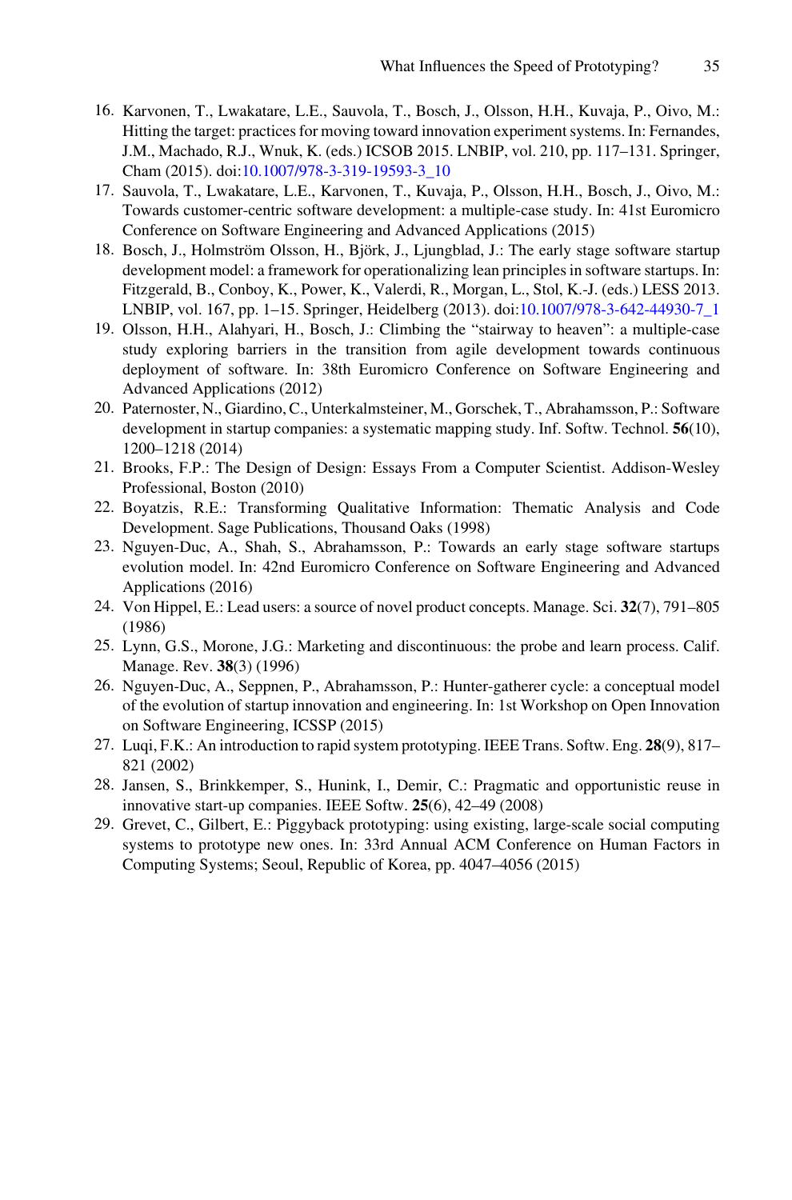16. Karvonen, T., Lwakatare, L.E., Sauvola, T., Bosch, J., Olsson, H.H., Kuvaja, P., Oivo, M.: Hitting the target: practices for moving toward innovation experiment systems. In: Fernandes, J.M., Machado, R.J., Wnuk, K. (eds.) ICSOB 2015. LNBIP, vol. 210, pp. 117–131. Springer, Cham (2015). doi:10.1007/978-3-319-19593-3_10
17. Sauvola, T., Lwakatare, L.E., Karvonen, T., Kuvaja, P., Olsson, H.H., Bosch, J., Oivo, M.: Towards customer-centric software development: a multiple-case study. In: 41st Euromicro Conference on Software Engineering and Advanced Applications (2015)
18. Bosch, J., Holmström Olsson, H., Björk, J., Ljungblad, J.: The early stage software startup development model: a framework for operationalizing lean principles in software startups. In: Fitzgerald, B., Conboy, K., Power, K., Valerdi, R., Morgan, L., Stol, K.-J. (eds.) LESS 2013. LNBIP, vol. 167, pp. 1–15. Springer, Heidelberg (2013). doi:10.1007/978-3-642-44930-7_1
19. Olsson, H.H., Alahyari, H., Bosch, J.: Climbing the "stairway to heaven": a multiple-case study exploring barriers in the transition from agile development towards continuous deployment of software. In: 38th Euromicro Conference on Software Engineering and Advanced Applications (2012)
20. Paternoster, N., Giardino, C., Unterkalmsteiner, M., Gorschek, T., Abrahamsson, P.: Software development in startup companies: a systematic mapping study. Inf. Softw. Technol. **56**(10), 1200–1218 (2014)
21. Brooks, F.P.: The Design of Design: Essays From a Computer Scientist. Addison-Wesley Professional, Boston (2010)
22. Boyatzis, R.E.: Transforming Qualitative Information: Thematic Analysis and Code Development. Sage Publications, Thousand Oaks (1998)
23. Nguyen-Duc, A., Shah, S., Abrahamsson, P.: Towards an early stage software startups evolution model. In: 42nd Euromicro Conference on Software Engineering and Advanced Applications (2016)
24. Von Hippel, E.: Lead users: a source of novel product concepts. Manage. Sci. **32**(7), 791–805 (1986)
25. Lynn, G.S., Morone, J.G.: Marketing and discontinuous: the probe and learn process. Calif. Manage. Rev. **38**(3) (1996)
26. Nguyen-Duc, A., Seppnen, P., Abrahamsson, P.: Hunter-gatherer cycle: a conceptual model of the evolution of startup innovation and engineering. In: 1st Workshop on Open Innovation on Software Engineering, ICSSP (2015)
27. Luqi, F.K.: An introduction to rapid system prototyping. IEEE Trans. Softw. Eng. **28**(9), 817–821 (2002)
28. Jansen, S., Brinkkemper, S., Hunink, I., Demir, C.: Pragmatic and opportunistic reuse in innovative start-up companies. IEEE Softw. **25**(6), 42–49 (2008)
29. Grevet, C., Gilbert, E.: Piggyback prototyping: using existing, large-scale social computing systems to prototype new ones. In: 33rd Annual ACM Conference on Human Factors in Computing Systems; Seoul, Republic of Korea, pp. 4047–4056 (2015)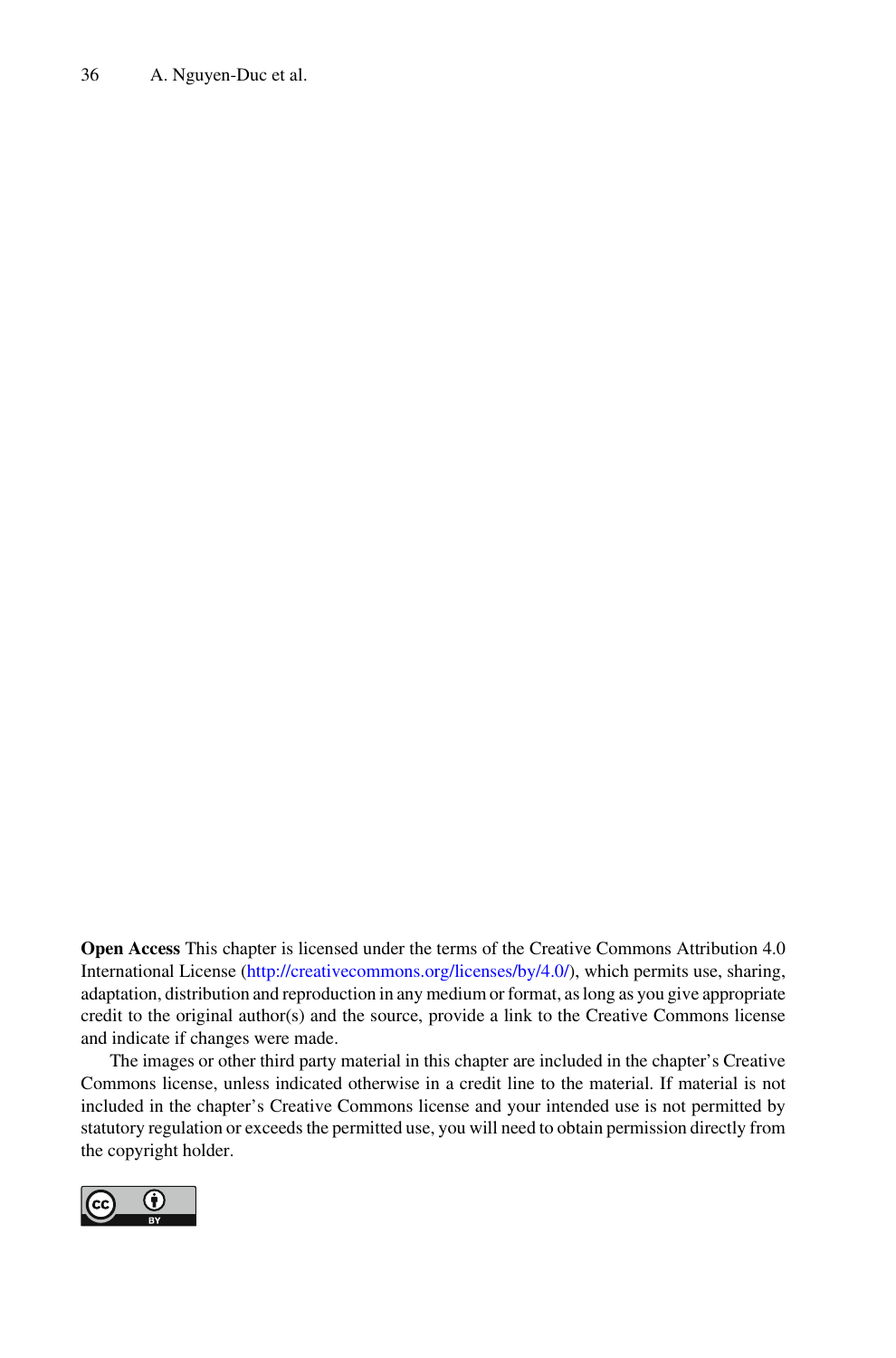**Open Access** This chapter is licensed under the terms of the Creative Commons Attribution 4.0 International License (http://creativecommons.org/licenses/by/4.0/), which permits use, sharing, adaptation, distribution and reproduction in any medium or format, as long as you give appropriate credit to the original author(s) and the source, provide a link to the Creative Commons license and indicate if changes were made.

The images or other third party material in this chapter are included in the chapter's Creative Commons license, unless indicated otherwise in a credit line to the material. If material is not included in the chapter's Creative Commons license and your intended use is not permitted by statutory regulation or exceeds the permitted use, you will need to obtain permission directly from the copyright holder.